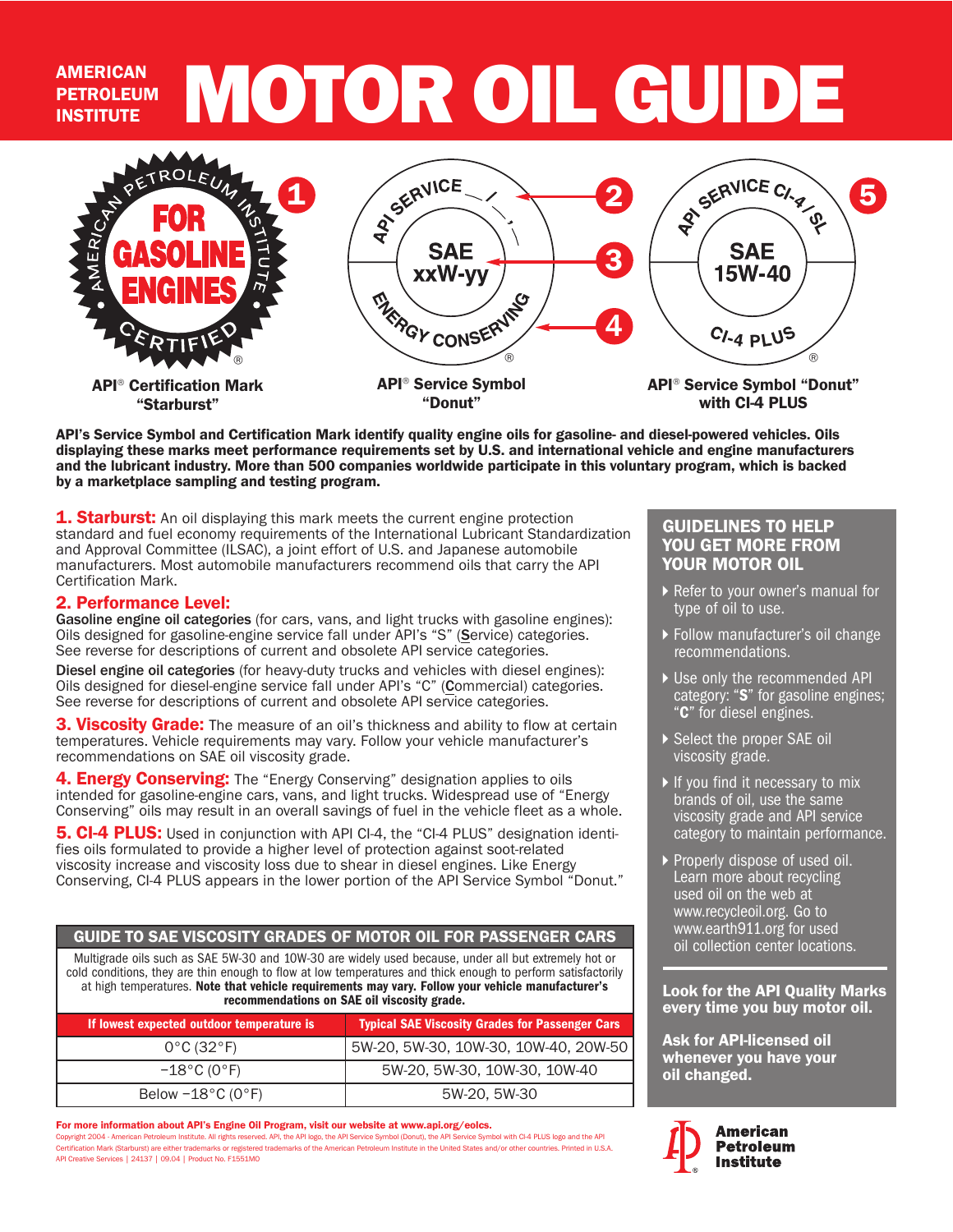# AMERICAN PETROLEUM INSTITUTE MOTOR OIL GUIDE

AMERICAN PETROLEUM INSTITUTE FOR GASOLINE ENGINES CERTIFIED ® — **1**

API SERVICE — **2**; SAE xxW-yy — **3**; ENERGY CONSERVING ® — **4**

API SERVICE CI-4 / SL; SAE 15W-40; CI-4 PLUS ® — **5**

**API® Certification Mark "Starburst"**

**API® Service Symbol "Donut"**

**API® Service Symbol "Donut" with CI-4 PLUS**

**API's Service Symbol and Certification Mark identify quality engine oils for gasoline- and diesel-powered vehicles. Oils displaying these marks meet performance requirements set by U.S. and international vehicle and engine manufacturers and the lubricant industry. More than 500 companies worldwide participate in this voluntary program, which is backed by a marketplace sampling and testing program.**

**1. Starburst:** An oil displaying this mark meets the current engine protection standard and fuel economy requirements of the International Lubricant Standardization and Approval Committee (ILSAC), a joint effort of U.S. and Japanese automobile manufacturers. Most automobile manufacturers recommend oils that carry the API Certification Mark.

**2. Performance Level:**

**Gasoline engine oil categories** (for cars, vans, and light trucks with gasoline engines): Oils designed for gasoline-engine service fall under API's "S" (Service) categories. See reverse for descriptions of current and obsolete API service categories.

**Diesel engine oil categories** (for heavy-duty trucks and vehicles with diesel engines): Oils designed for diesel-engine service fall under API's "C" (Commercial) categories. See reverse for descriptions of current and obsolete API service categories.

**3. Viscosity Grade:** The measure of an oil's thickness and ability to flow at certain temperatures. Vehicle requirements may vary. Follow your vehicle manufacturer's recommendations on SAE oil viscosity grade.

**4. Energy Conserving:** The "Energy Conserving" designation applies to oils intended for gasoline-engine cars, vans, and light trucks. Widespread use of "Energy Conserving" oils may result in an overall savings of fuel in the vehicle fleet as a whole.

**5. CI-4 PLUS:** Used in conjunction with API CI-4, the "CI-4 PLUS" designation identifies oils formulated to provide a higher level of protection against soot-related viscosity increase and viscosity loss due to shear in diesel engines. Like Energy Conserving, CI-4 PLUS appears in the lower portion of the API Service Symbol "Donut."

## GUIDE TO SAE VISCOSITY GRADES OF MOTOR OIL FOR PASSENGER CARS

Multigrade oils such as SAE 5W-30 and 10W-30 are widely used because, under all but extremely hot or cold conditions, they are thin enough to flow at low temperatures and thick enough to perform satisfactorily at high temperatures. **Note that vehicle requirements may vary. Follow your vehicle manufacturer's recommendations on SAE oil viscosity grade.**

| If lowest expected outdoor temperature is | Typical SAE Viscosity Grades for Passenger Cars |
|---|---|
| 0°C (32°F) | 5W-20, 5W-30, 10W-30, 10W-40, 20W-50 |
| −18°C (0°F) | 5W-20, 5W-30, 10W-30, 10W-40 |
| Below −18°C (0°F) | 5W-20, 5W-30 |

## GUIDELINES TO HELP YOU GET MORE FROM YOUR MOTOR OIL

- Refer to your owner's manual for type of oil to use.
- Follow manufacturer's oil change recommendations.
- Use only the recommended API category: "**S**" for gasoline engines; "**C**" for diesel engines.
- Select the proper SAE oil viscosity grade.
- If you find it necessary to mix brands of oil, use the same viscosity grade and API service category to maintain performance.
- Properly dispose of used oil. Learn more about recycling used oil on the web at www.recycleoil.org. Go to www.earth911.org for used oil collection center locations.

**Look for the API Quality Marks every time you buy motor oil.**

**Ask for API-licensed oil whenever you have your oil changed.**

American Petroleum Institute

**For more information about API's Engine Oil Program, visit our website at www.api.org/eolcs.**

Copyright 2004 - American Petroleum Institute. All rights reserved. API, the API logo, the API Service Symbol (Donut), the API Service Symbol with CI-4 PLUS logo and the API Certification Mark (Starburst) are either trademarks or registered trademarks of the American Petroleum Institute in the United States and/or other countries. Printed in U.S.A. API Creative Services | 24137 | 09.04 | Product No. F1551MO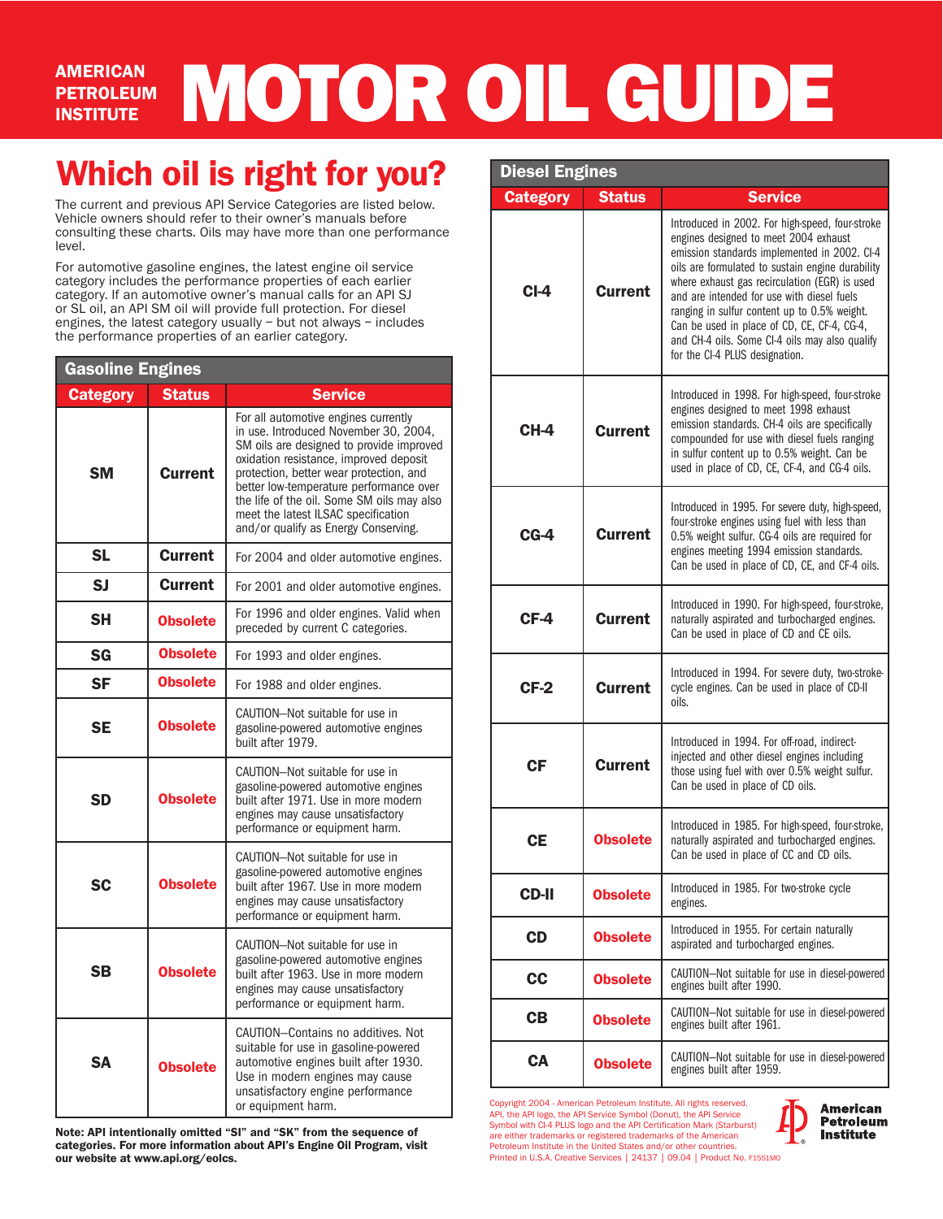AMERICAN PETROLEUM INSTITUTE

# MOTOR OIL GUIDE

## Which oil is right for you?

The current and previous API Service Categories are listed below. Vehicle owners should refer to their owner's manuals before consulting these charts. Oils may have more than one performance level.

For automotive gasoline engines, the latest engine oil service category includes the performance properties of each earlier category. If an automotive owner's manual calls for an API SJ or SL oil, an API SM oil will provide full protection. For diesel engines, the latest category usually – but not always – includes the performance properties of an earlier category.

### Gasoline Engines

| Category | Status | Service |
|---|---|---|
| SM | Current | For all automotive engines currently in use. Introduced November 30, 2004, SM oils are designed to provide improved oxidation resistance, improved deposit protection, better wear protection, and better low-temperature performance over the life of the oil. Some SM oils may also meet the latest ILSAC specification and/or qualify as Energy Conserving. |
| SL | Current | For 2004 and older automotive engines. |
| SJ | Current | For 2001 and older automotive engines. |
| SH | Obsolete | For 1996 and older engines. Valid when preceded by current C categories. |
| SG | Obsolete | For 1993 and older engines. |
| SF | Obsolete | For 1988 and older engines. |
| SE | Obsolete | CAUTION—Not suitable for use in gasoline-powered automotive engines built after 1979. |
| SD | Obsolete | CAUTION—Not suitable for use in gasoline-powered automotive engines built after 1971. Use in more modern engines may cause unsatisfactory performance or equipment harm. |
| SC | Obsolete | CAUTION—Not suitable for use in gasoline-powered automotive engines built after 1967. Use in more modern engines may cause unsatisfactory performance or equipment harm. |
| SB | Obsolete | CAUTION—Not suitable for use in gasoline-powered automotive engines built after 1963. Use in more modern engines may cause unsatisfactory performance or equipment harm. |
| SA | Obsolete | CAUTION—Contains no additives. Not suitable for use in gasoline-powered automotive engines built after 1930. Use in modern engines may cause unsatisfactory engine performance or equipment harm. |

**Note: API intentionally omitted "SI" and "SK" from the sequence of categories. For more information about API's Engine Oil Program, visit our website at www.api.org/eolcs.**

### Diesel Engines

| Category | Status | Service |
|---|---|---|
| CI-4 | Current | Introduced in 2002. For high-speed, four-stroke engines designed to meet 2004 exhaust emission standards implemented in 2002. CI-4 oils are formulated to sustain engine durability where exhaust gas recirculation (EGR) is used and are intended for use with diesel fuels ranging in sulfur content up to 0.5% weight. Can be used in place of CD, CE, CF-4, CG-4, and CH-4 oils. Some CI-4 oils may also qualify for the CI-4 PLUS designation. |
| CH-4 | Current | Introduced in 1998. For high-speed, four-stroke engines designed to meet 1998 exhaust emission standards. CH-4 oils are specifically compounded for use with diesel fuels ranging in sulfur content up to 0.5% weight. Can be used in place of CD, CE, CF-4, and CG-4 oils. |
| CG-4 | Current | Introduced in 1995. For severe duty, high-speed, four-stroke engines using fuel with less than 0.5% weight sulfur. CG-4 oils are required for engines meeting 1994 emission standards. Can be used in place of CD, CE, and CF-4 oils. |
| CF-4 | Current | Introduced in 1990. For high-speed, four-stroke, naturally aspirated and turbocharged engines. Can be used in place of CD and CE oils. |
| CF-2 | Current | Introduced in 1994. For severe duty, two-stroke-cycle engines. Can be used in place of CD-II oils. |
| CF | Current | Introduced in 1994. For off-road, indirect-injected and other diesel engines including those using fuel with over 0.5% weight sulfur. Can be used in place of CD oils. |
| CE | Obsolete | Introduced in 1985. For high-speed, four-stroke, naturally aspirated and turbocharged engines. Can be used in place of CC and CD oils. |
| CD-II | Obsolete | Introduced in 1985. For two-stroke cycle engines. |
| CD | Obsolete | Introduced in 1955. For certain naturally aspirated and turbocharged engines. |
| CC | Obsolete | CAUTION—Not suitable for use in diesel-powered engines built after 1990. |
| CB | Obsolete | CAUTION—Not suitable for use in diesel-powered engines built after 1961. |
| CA | Obsolete | CAUTION—Not suitable for use in diesel-powered engines built after 1959. |

Copyright 2004 - American Petroleum Institute. All rights reserved. API, the API logo, the API Service Symbol (Donut), the API Service Symbol with CI-4 PLUS logo and the API Certification Mark (Starburst) are either trademarks or registered trademarks of the American Petroleum Institute in the United States and/or other countries. Printed in U.S.A. Creative Services | 24137 | 09.04 | Product No. F1551MO

American Petroleum Institute